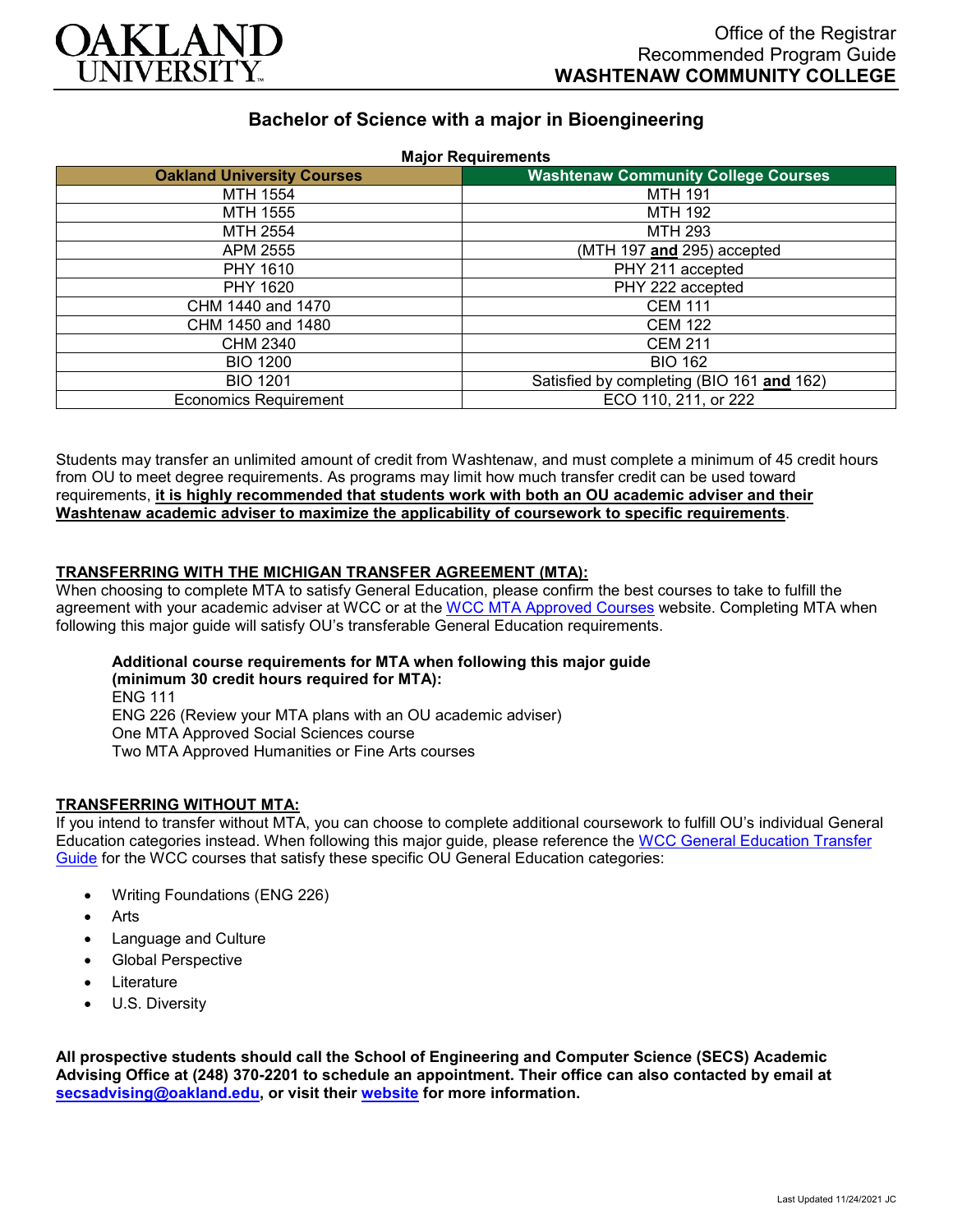OAKLAND UNIVERSITY

Office of the Registrar
Recommended Program Guide
**WASHTENAW COMMUNITY COLLEGE**

# Bachelor of Science with a major in Bioengineering

**Major Requirements**

| Oakland University Courses | Washtenaw Community College Courses |
|---|---|
| MTH 1554 | MTH 191 |
| MTH 1555 | MTH 192 |
| MTH 2554 | MTH 293 |
| APM 2555 | (MTH 197 **and** 295) accepted |
| PHY 1610 | PHY 211 accepted |
| PHY 1620 | PHY 222 accepted |
| CHM 1440 and 1470 | CEM 111 |
| CHM 1450 and 1480 | CEM 122 |
| CHM 2340 | CEM 211 |
| BIO 1200 | BIO 162 |
| BIO 1201 | Satisfied by completing (BIO 161 **and** 162) |
| Economics Requirement | ECO 110, 211, or 222 |

Students may transfer an unlimited amount of credit from Washtenaw, and must complete a minimum of 45 credit hours from OU to meet degree requirements. As programs may limit how much transfer credit can be used toward requirements, **it is highly recommended that students work with both an OU academic adviser and their Washtenaw academic adviser to maximize the applicability of coursework to specific requirements**.

**TRANSFERRING WITH THE MICHIGAN TRANSFER AGREEMENT (MTA):**

When choosing to complete MTA to satisfy General Education, please confirm the best courses to take to fulfill the agreement with your academic adviser at WCC or at the WCC MTA Approved Courses website. Completing MTA when following this major guide will satisfy OU's transferable General Education requirements.

**Additional course requirements for MTA when following this major guide (minimum 30 credit hours required for MTA):**
ENG 111
ENG 226 (Review your MTA plans with an OU academic adviser)
One MTA Approved Social Sciences course
Two MTA Approved Humanities or Fine Arts courses

**TRANSFERRING WITHOUT MTA:**

If you intend to transfer without MTA, you can choose to complete additional coursework to fulfill OU's individual General Education categories instead. When following this major guide, please reference the WCC General Education Transfer Guide for the WCC courses that satisfy these specific OU General Education categories:

- Writing Foundations (ENG 226)
- Arts
- Language and Culture
- Global Perspective
- Literature
- U.S. Diversity

**All prospective students should call the School of Engineering and Computer Science (SECS) Academic Advising Office at (248) 370-2201 to schedule an appointment. Their office can also contacted by email at secsadvising@oakland.edu, or visit their website for more information.**

Last Updated 11/24/2021 JC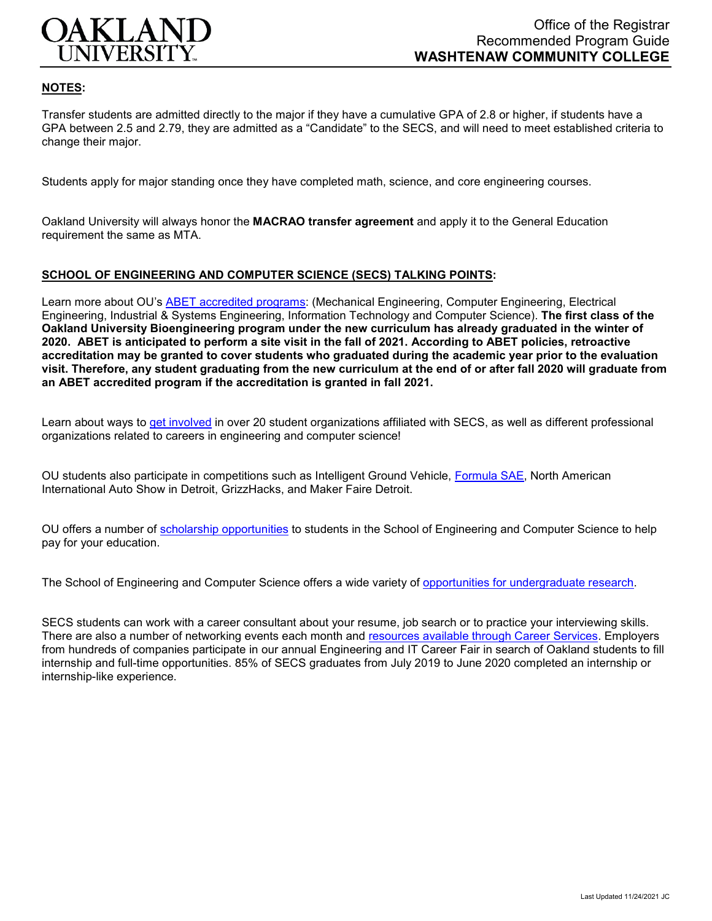**NOTES:**

Transfer students are admitted directly to the major if they have a cumulative GPA of 2.8 or higher, if students have a GPA between 2.5 and 2.79, they are admitted as a "Candidate" to the SECS, and will need to meet established criteria to change their major.

Students apply for major standing once they have completed math, science, and core engineering courses.

Oakland University will always honor the **MACRAO transfer agreement** and apply it to the General Education requirement the same as MTA.

**SCHOOL OF ENGINEERING AND COMPUTER SCIENCE (SECS) TALKING POINTS:**

Learn more about OU's ABET accredited programs: (Mechanical Engineering, Computer Engineering, Electrical Engineering, Industrial & Systems Engineering, Information Technology and Computer Science). **The first class of the Oakland University Bioengineering program under the new curriculum has already graduated in the winter of 2020. ABET is anticipated to perform a site visit in the fall of 2021. According to ABET policies, retroactive accreditation may be granted to cover students who graduated during the academic year prior to the evaluation visit. Therefore, any student graduating from the new curriculum at the end of or after fall 2020 will graduate from an ABET accredited program if the accreditation is granted in fall 2021.**

Learn about ways to get involved in over 20 student organizations affiliated with SECS, as well as different professional organizations related to careers in engineering and computer science!

OU students also participate in competitions such as Intelligent Ground Vehicle, Formula SAE, North American International Auto Show in Detroit, GrizzHacks, and Maker Faire Detroit.

OU offers a number of scholarship opportunities to students in the School of Engineering and Computer Science to help pay for your education.

The School of Engineering and Computer Science offers a wide variety of opportunities for undergraduate research.

SECS students can work with a career consultant about your resume, job search or to practice your interviewing skills. There are also a number of networking events each month and resources available through Career Services. Employers from hundreds of companies participate in our annual Engineering and IT Career Fair in search of Oakland students to fill internship and full-time opportunities. 85% of SECS graduates from July 2019 to June 2020 completed an internship or internship-like experience.

Last Updated 11/24/2021 JC